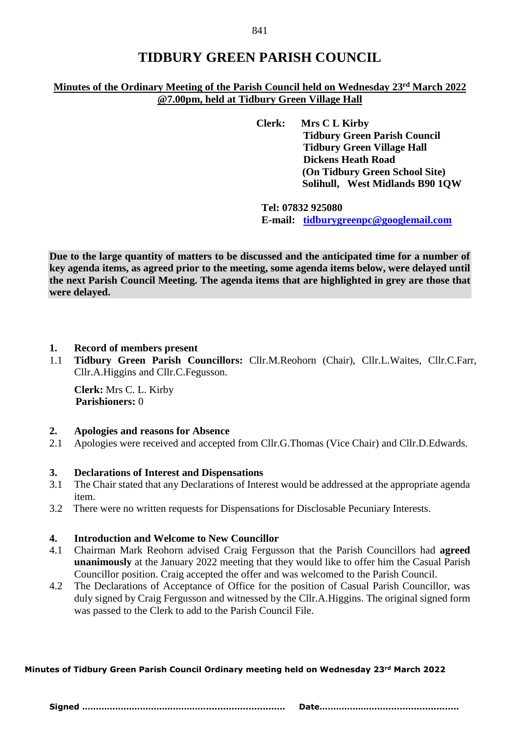# TIDBURY GREEN PARISH COUNCIL

**Minutes of the Ordinary Meeting of the Parish Council held on Wednesday 23rd March 2022 @7.00pm, held at Tidbury Green Village Hall**

**Clerk:** **Mrs C L Kirby**
**Tidbury Green Parish Council**
**Tidbury Green Village Hall**
**Dickens Heath Road**
**(On Tidbury Green School Site)**
**Solihull, West Midlands B90 1QW**

**Tel: 07832 925080**
**E-mail: tidburygreenpc@googlemail.com**

**Due to the large quantity of matters to be discussed and the anticipated time for a number of key agenda items, as agreed prior to the meeting, some agenda items below, were delayed until the next Parish Council Meeting. The agenda items that are highlighted in grey are those that were delayed.**

**1. Record of members present**

1.1 **Tidbury Green Parish Councillors:** Cllr.M.Reohorn (Chair), Cllr.L.Waites, Cllr.C.Farr, Cllr.A.Higgins and Cllr.C.Fegusson.

**Clerk:** Mrs C. L. Kirby
**Parishioners:** 0

**2. Apologies and reasons for Absence**

2.1 Apologies were received and accepted from Cllr.G.Thomas (Vice Chair) and Cllr.D.Edwards.

**3. Declarations of Interest and Dispensations**

3.1 The Chair stated that any Declarations of Interest would be addressed at the appropriate agenda item.

3.2 There were no written requests for Dispensations for Disclosable Pecuniary Interests.

**4. Introduction and Welcome to New Councillor**

4.1 Chairman Mark Reohorn advised Craig Fergusson that the Parish Councillors had **agreed unanimously** at the January 2022 meeting that they would like to offer him the Casual Parish Councillor position. Craig accepted the offer and was welcomed to the Parish Council.

4.2 The Declarations of Acceptance of Office for the position of Casual Parish Councillor, was duly signed by Craig Fergusson and witnessed by the Cllr.A.Higgins. The original signed form was passed to the Clerk to add to the Parish Council File.

**Minutes of Tidbury Green Parish Council Ordinary meeting held on Wednesday 23rd March 2022**

**Signed ……………………………………………………………… Date……………………………………………**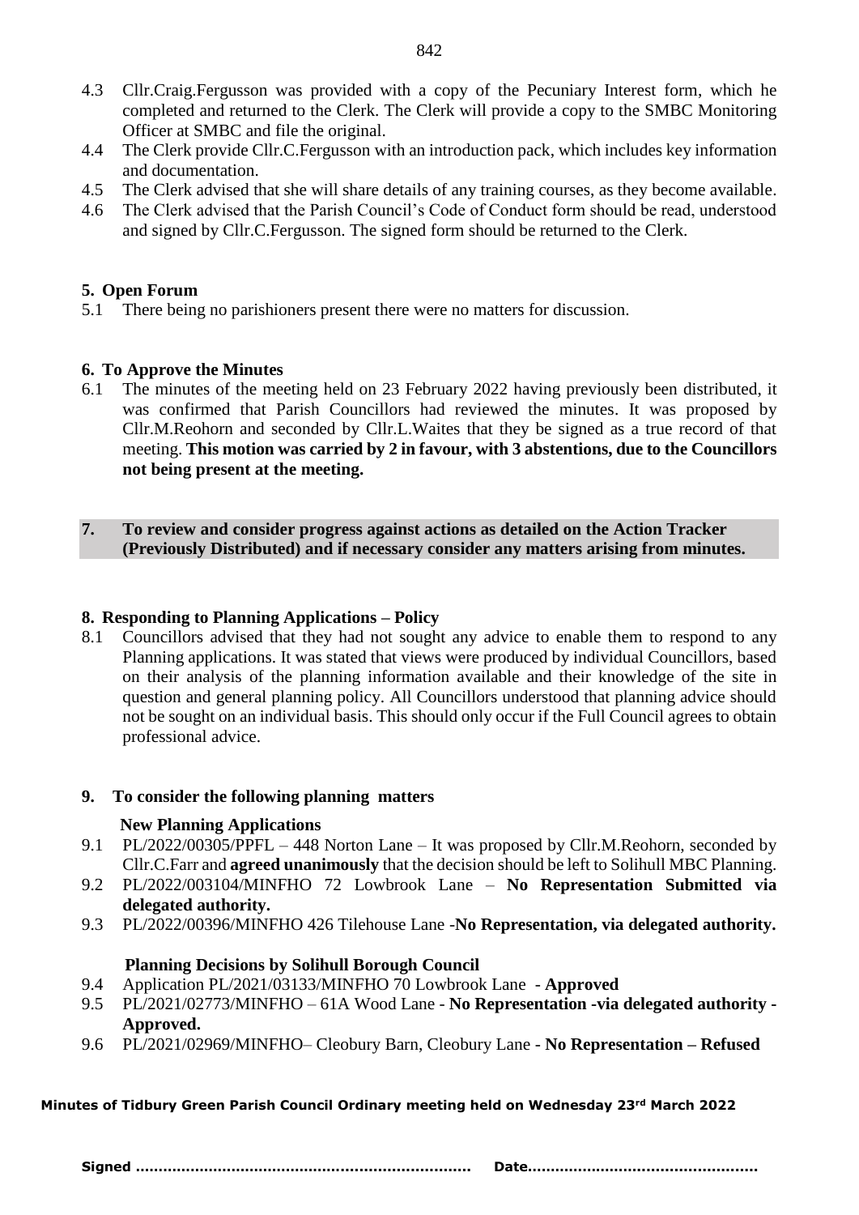4.3 Cllr.Craig.Fergusson was provided with a copy of the Pecuniary Interest form, which he completed and returned to the Clerk. The Clerk will provide a copy to the SMBC Monitoring Officer at SMBC and file the original.

4.4 The Clerk provide Cllr.C.Fergusson with an introduction pack, which includes key information and documentation.

4.5 The Clerk advised that she will share details of any training courses, as they become available.

4.6 The Clerk advised that the Parish Council's Code of Conduct form should be read, understood and signed by Cllr.C.Fergusson. The signed form should be returned to the Clerk.

## 5. Open Forum

5.1 There being no parishioners present there were no matters for discussion.

## 6. To Approve the Minutes

6.1 The minutes of the meeting held on 23 February 2022 having previously been distributed, it was confirmed that Parish Councillors had reviewed the minutes. It was proposed by Cllr.M.Reohorn and seconded by Cllr.L.Waites that they be signed as a true record of that meeting. **This motion was carried by 2 in favour, with 3 abstentions, due to the Councillors not being present at the meeting.**

## 7. To review and consider progress against actions as detailed on the Action Tracker (Previously Distributed) and if necessary consider any matters arising from minutes.

## 8. Responding to Planning Applications – Policy

8.1 Councillors advised that they had not sought any advice to enable them to respond to any Planning applications. It was stated that views were produced by individual Councillors, based on their analysis of the planning information available and their knowledge of the site in question and general planning policy. All Councillors understood that planning advice should not be sought on an individual basis. This should only occur if the Full Council agrees to obtain professional advice.

## 9. To consider the following planning matters

### New Planning Applications

9.1 PL/2022/00305/PPFL – 448 Norton Lane – It was proposed by Cllr.M.Reohorn, seconded by Cllr.C.Farr and **agreed unanimously** that the decision should be left to Solihull MBC Planning.

9.2 PL/2022/003104/MINFHO 72 Lowbrook Lane – **No Representation Submitted via delegated authority.**

9.3 PL/2022/00396/MINFHO 426 Tilehouse Lane -**No Representation, via delegated authority.**

### Planning Decisions by Solihull Borough Council

9.4 Application PL/2021/03133/MINFHO 70 Lowbrook Lane - **Approved**

9.5 PL/2021/02773/MINFHO – 61A Wood Lane - **No Representation -via delegated authority - Approved.**

9.6 PL/2021/02969/MINFHO– Cleobury Barn, Cleobury Lane - **No Representation – Refused**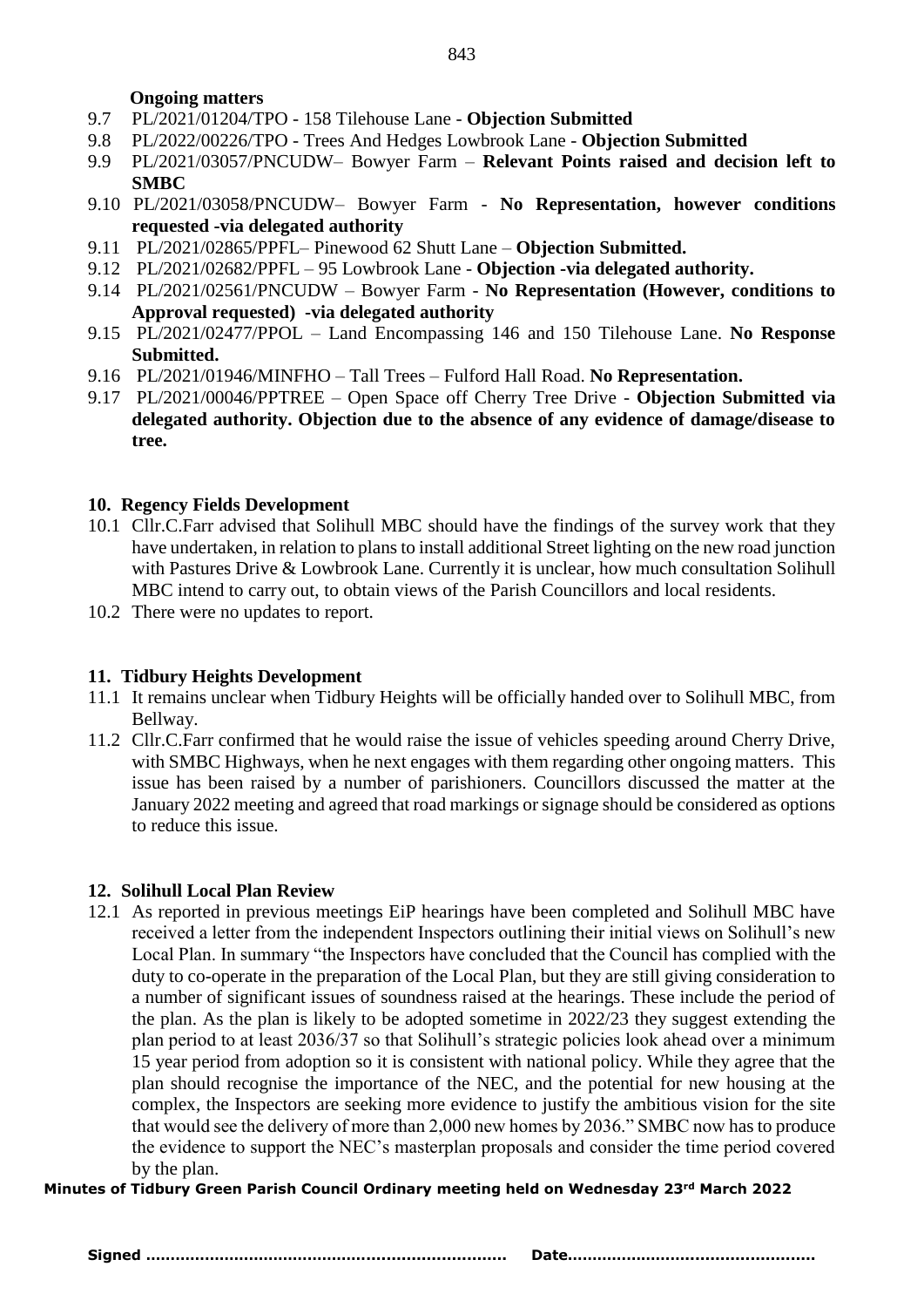**Ongoing matters**

9.7 PL/2021/01204/TPO - 158 Tilehouse Lane - **Objection Submitted**

9.8 PL/2022/00226/TPO - Trees And Hedges Lowbrook Lane - **Objection Submitted**

9.9 PL/2021/03057/PNCUDW– Bowyer Farm – **Relevant Points raised and decision left to SMBC**

9.10 PL/2021/03058/PNCUDW– Bowyer Farm - **No Representation, however conditions requested -via delegated authority**

9.11 PL/2021/02865/PPFL– Pinewood 62 Shutt Lane – **Objection Submitted.**

9.12 PL/2021/02682/PPFL – 95 Lowbrook Lane - **Objection -via delegated authority.**

9.14 PL/2021/02561/PNCUDW – Bowyer Farm - **No Representation (However, conditions to Approval requested) -via delegated authority**

9.15 PL/2021/02477/PPOL – Land Encompassing 146 and 150 Tilehouse Lane. **No Response Submitted.**

9.16 PL/2021/01946/MINFHO – Tall Trees – Fulford Hall Road. **No Representation.**

9.17 PL/2021/00046/PPTREE – Open Space off Cherry Tree Drive - **Objection Submitted via delegated authority. Objection due to the absence of any evidence of damage/disease to tree.**

## 10. Regency Fields Development

10.1 Cllr.C.Farr advised that Solihull MBC should have the findings of the survey work that they have undertaken, in relation to plans to install additional Street lighting on the new road junction with Pastures Drive & Lowbrook Lane. Currently it is unclear, how much consultation Solihull MBC intend to carry out, to obtain views of the Parish Councillors and local residents.

10.2 There were no updates to report.

## 11. Tidbury Heights Development

11.1 It remains unclear when Tidbury Heights will be officially handed over to Solihull MBC, from Bellway.

11.2 Cllr.C.Farr confirmed that he would raise the issue of vehicles speeding around Cherry Drive, with SMBC Highways, when he next engages with them regarding other ongoing matters. This issue has been raised by a number of parishioners. Councillors discussed the matter at the January 2022 meeting and agreed that road markings or signage should be considered as options to reduce this issue.

## 12. Solihull Local Plan Review

12.1 As reported in previous meetings EiP hearings have been completed and Solihull MBC have received a letter from the independent Inspectors outlining their initial views on Solihull's new Local Plan. In summary "the Inspectors have concluded that the Council has complied with the duty to co-operate in the preparation of the Local Plan, but they are still giving consideration to a number of significant issues of soundness raised at the hearings. These include the period of the plan. As the plan is likely to be adopted sometime in 2022/23 they suggest extending the plan period to at least 2036/37 so that Solihull's strategic policies look ahead over a minimum 15 year period from adoption so it is consistent with national policy. While they agree that the plan should recognise the importance of the NEC, and the potential for new housing at the complex, the Inspectors are seeking more evidence to justify the ambitious vision for the site that would see the delivery of more than 2,000 new homes by 2036." SMBC now has to produce the evidence to support the NEC's masterplan proposals and consider the time period covered by the plan.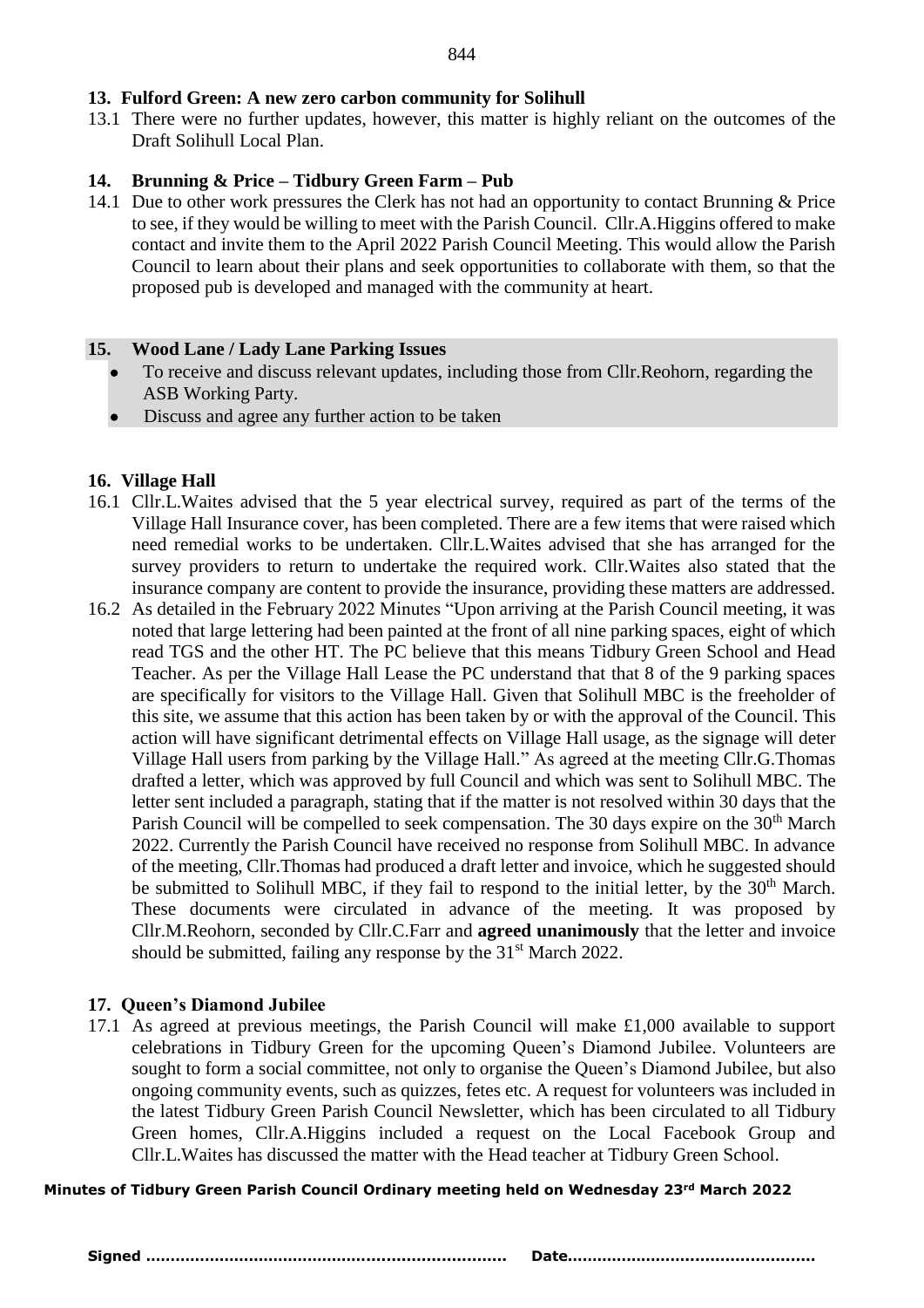### 13. Fulford Green: A new zero carbon community for Solihull

13.1 There were no further updates, however, this matter is highly reliant on the outcomes of the Draft Solihull Local Plan.

### 14. Brunning & Price – Tidbury Green Farm – Pub

14.1 Due to other work pressures the Clerk has not had an opportunity to contact Brunning & Price to see, if they would be willing to meet with the Parish Council. Cllr.A.Higgins offered to make contact and invite them to the April 2022 Parish Council Meeting. This would allow the Parish Council to learn about their plans and seek opportunities to collaborate with them, so that the proposed pub is developed and managed with the community at heart.

### 15. Wood Lane / Lady Lane Parking Issues

- To receive and discuss relevant updates, including those from Cllr.Reohorn, regarding the ASB Working Party.
- Discuss and agree any further action to be taken

### 16. Village Hall

16.1 Cllr.L.Waites advised that the 5 year electrical survey, required as part of the terms of the Village Hall Insurance cover, has been completed. There are a few items that were raised which need remedial works to be undertaken. Cllr.L.Waites advised that she has arranged for the survey providers to return to undertake the required work. Cllr.Waites also stated that the insurance company are content to provide the insurance, providing these matters are addressed.

16.2 As detailed in the February 2022 Minutes "Upon arriving at the Parish Council meeting, it was noted that large lettering had been painted at the front of all nine parking spaces, eight of which read TGS and the other HT. The PC believe that this means Tidbury Green School and Head Teacher. As per the Village Hall Lease the PC understand that that 8 of the 9 parking spaces are specifically for visitors to the Village Hall. Given that Solihull MBC is the freeholder of this site, we assume that this action has been taken by or with the approval of the Council. This action will have significant detrimental effects on Village Hall usage, as the signage will deter Village Hall users from parking by the Village Hall." As agreed at the meeting Cllr.G.Thomas drafted a letter, which was approved by full Council and which was sent to Solihull MBC. The letter sent included a paragraph, stating that if the matter is not resolved within 30 days that the Parish Council will be compelled to seek compensation. The 30 days expire on the 30th March 2022. Currently the Parish Council have received no response from Solihull MBC. In advance of the meeting, Cllr.Thomas had produced a draft letter and invoice, which he suggested should be submitted to Solihull MBC, if they fail to respond to the initial letter, by the 30th March. These documents were circulated in advance of the meeting. It was proposed by Cllr.M.Reohorn, seconded by Cllr.C.Farr and **agreed unanimously** that the letter and invoice should be submitted, failing any response by the 31st March 2022.

### 17. Queen's Diamond Jubilee

17.1 As agreed at previous meetings, the Parish Council will make £1,000 available to support celebrations in Tidbury Green for the upcoming Queen's Diamond Jubilee. Volunteers are sought to form a social committee, not only to organise the Queen's Diamond Jubilee, but also ongoing community events, such as quizzes, fetes etc. A request for volunteers was included in the latest Tidbury Green Parish Council Newsletter, which has been circulated to all Tidbury Green homes, Cllr.A.Higgins included a request on the Local Facebook Group and Cllr.L.Waites has discussed the matter with the Head teacher at Tidbury Green School.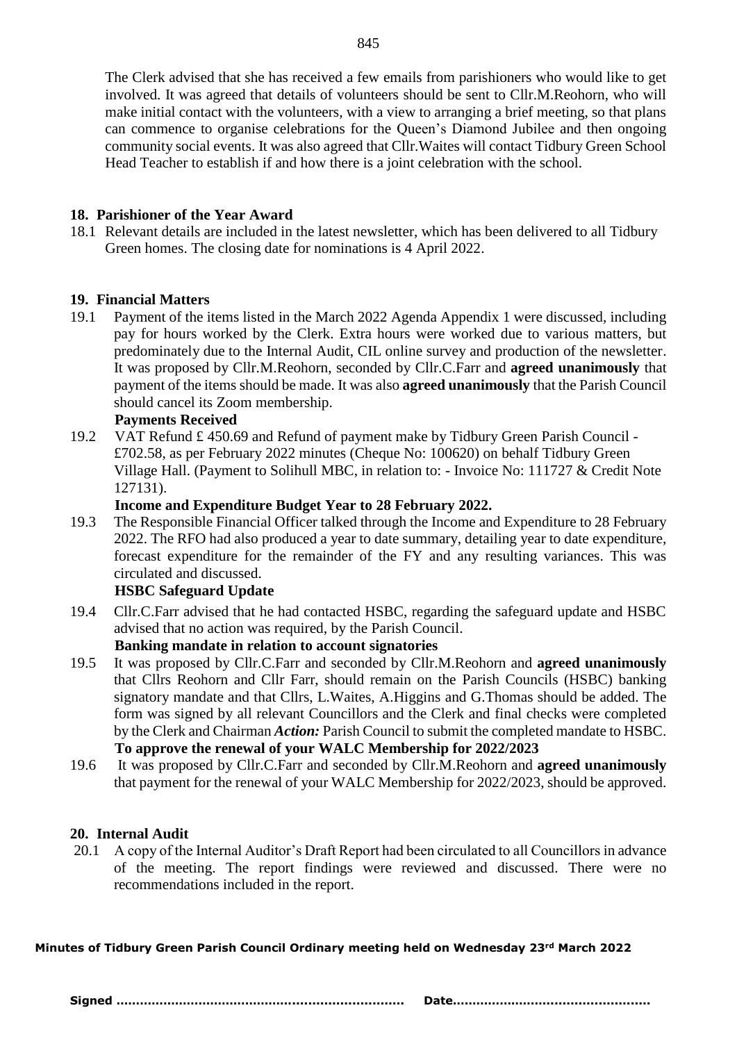The Clerk advised that she has received a few emails from parishioners who would like to get involved. It was agreed that details of volunteers should be sent to Cllr.M.Reohorn, who will make initial contact with the volunteers, with a view to arranging a brief meeting, so that plans can commence to organise celebrations for the Queen's Diamond Jubilee and then ongoing community social events. It was also agreed that Cllr.Waites will contact Tidbury Green School Head Teacher to establish if and how there is a joint celebration with the school.

## 18. Parishioner of the Year Award

18.1 Relevant details are included in the latest newsletter, which has been delivered to all Tidbury Green homes. The closing date for nominations is 4 April 2022.

## 19. Financial Matters

19.1 Payment of the items listed in the March 2022 Agenda Appendix 1 were discussed, including pay for hours worked by the Clerk. Extra hours were worked due to various matters, but predominately due to the Internal Audit, CIL online survey and production of the newsletter. It was proposed by Cllr.M.Reohorn, seconded by Cllr.C.Farr and **agreed unanimously** that payment of the items should be made. It was also **agreed unanimously** that the Parish Council should cancel its Zoom membership.

**Payments Received**

19.2 VAT Refund £ 450.69 and Refund of payment make by Tidbury Green Parish Council - £702.58, as per February 2022 minutes (Cheque No: 100620) on behalf Tidbury Green Village Hall. (Payment to Solihull MBC, in relation to: - Invoice No: 111727 & Credit Note 127131).

**Income and Expenditure Budget Year to 28 February 2022.**

19.3 The Responsible Financial Officer talked through the Income and Expenditure to 28 February 2022. The RFO had also produced a year to date summary, detailing year to date expenditure, forecast expenditure for the remainder of the FY and any resulting variances. This was circulated and discussed.

**HSBC Safeguard Update**

19.4 Cllr.C.Farr advised that he had contacted HSBC, regarding the safeguard update and HSBC advised that no action was required, by the Parish Council.

**Banking mandate in relation to account signatories**

19.5 It was proposed by Cllr.C.Farr and seconded by Cllr.M.Reohorn and **agreed unanimously** that Cllrs Reohorn and Cllr Farr, should remain on the Parish Councils (HSBC) banking signatory mandate and that Cllrs, L.Waites, A.Higgins and G.Thomas should be added. The form was signed by all relevant Councillors and the Clerk and final checks were completed by the Clerk and Chairman ***Action:*** Parish Council to submit the completed mandate to HSBC.

**To approve the renewal of your WALC Membership for 2022/2023**

19.6 It was proposed by Cllr.C.Farr and seconded by Cllr.M.Reohorn and **agreed unanimously** that payment for the renewal of your WALC Membership for 2022/2023, should be approved.

## 20. Internal Audit

20.1 A copy of the Internal Auditor's Draft Report had been circulated to all Councillors in advance of the meeting. The report findings were reviewed and discussed. There were no recommendations included in the report.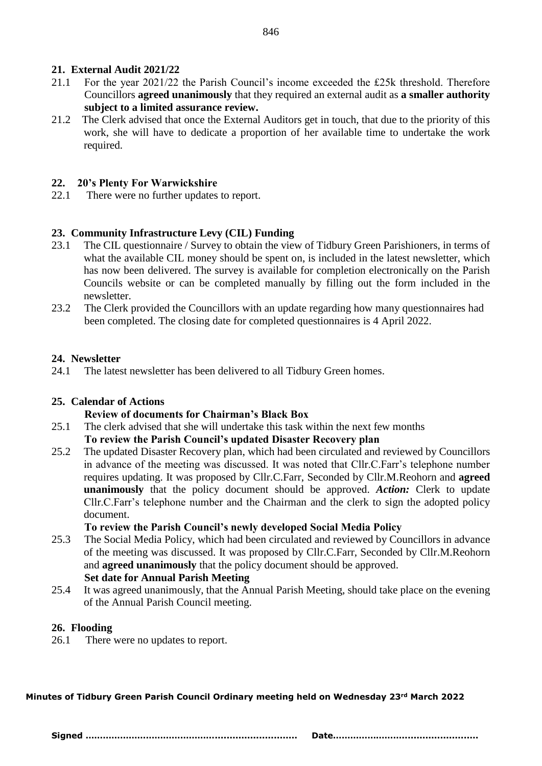## 21. External Audit 2021/22

21.1 For the year 2021/22 the Parish Council's income exceeded the £25k threshold. Therefore Councillors **agreed unanimously** that they required an external audit as **a smaller authority subject to a limited assurance review.**

21.2 The Clerk advised that once the External Auditors get in touch, that due to the priority of this work, she will have to dedicate a proportion of her available time to undertake the work required.

## 22. 20's Plenty For Warwickshire

22.1 There were no further updates to report.

## 23. Community Infrastructure Levy (CIL) Funding

23.1 The CIL questionnaire / Survey to obtain the view of Tidbury Green Parishioners, in terms of what the available CIL money should be spent on, is included in the latest newsletter, which has now been delivered. The survey is available for completion electronically on the Parish Councils website or can be completed manually by filling out the form included in the newsletter.

23.2 The Clerk provided the Councillors with an update regarding how many questionnaires had been completed. The closing date for completed questionnaires is 4 April 2022.

## 24. Newsletter

24.1 The latest newsletter has been delivered to all Tidbury Green homes.

## 25. Calendar of Actions

**Review of documents for Chairman's Black Box**

25.1 The clerk advised that she will undertake this task within the next few months

**To review the Parish Council's updated Disaster Recovery plan**

25.2 The updated Disaster Recovery plan, which had been circulated and reviewed by Councillors in advance of the meeting was discussed. It was noted that Cllr.C.Farr's telephone number requires updating. It was proposed by Cllr.C.Farr, Seconded by Cllr.M.Reohorn and **agreed unanimously** that the policy document should be approved. ***Action:*** Clerk to update Cllr.C.Farr's telephone number and the Chairman and the clerk to sign the adopted policy document.

**To review the Parish Council's newly developed Social Media Policy**

25.3 The Social Media Policy, which had been circulated and reviewed by Councillors in advance of the meeting was discussed. It was proposed by Cllr.C.Farr, Seconded by Cllr.M.Reohorn and **agreed unanimously** that the policy document should be approved.

**Set date for Annual Parish Meeting**

25.4 It was agreed unanimously, that the Annual Parish Meeting, should take place on the evening of the Annual Parish Council meeting.

## 26. Flooding

26.1 There were no updates to report.

**Minutes of Tidbury Green Parish Council Ordinary meeting held on Wednesday 23rd March 2022**

**Signed ……………………………………………………………… Date…………………………………………**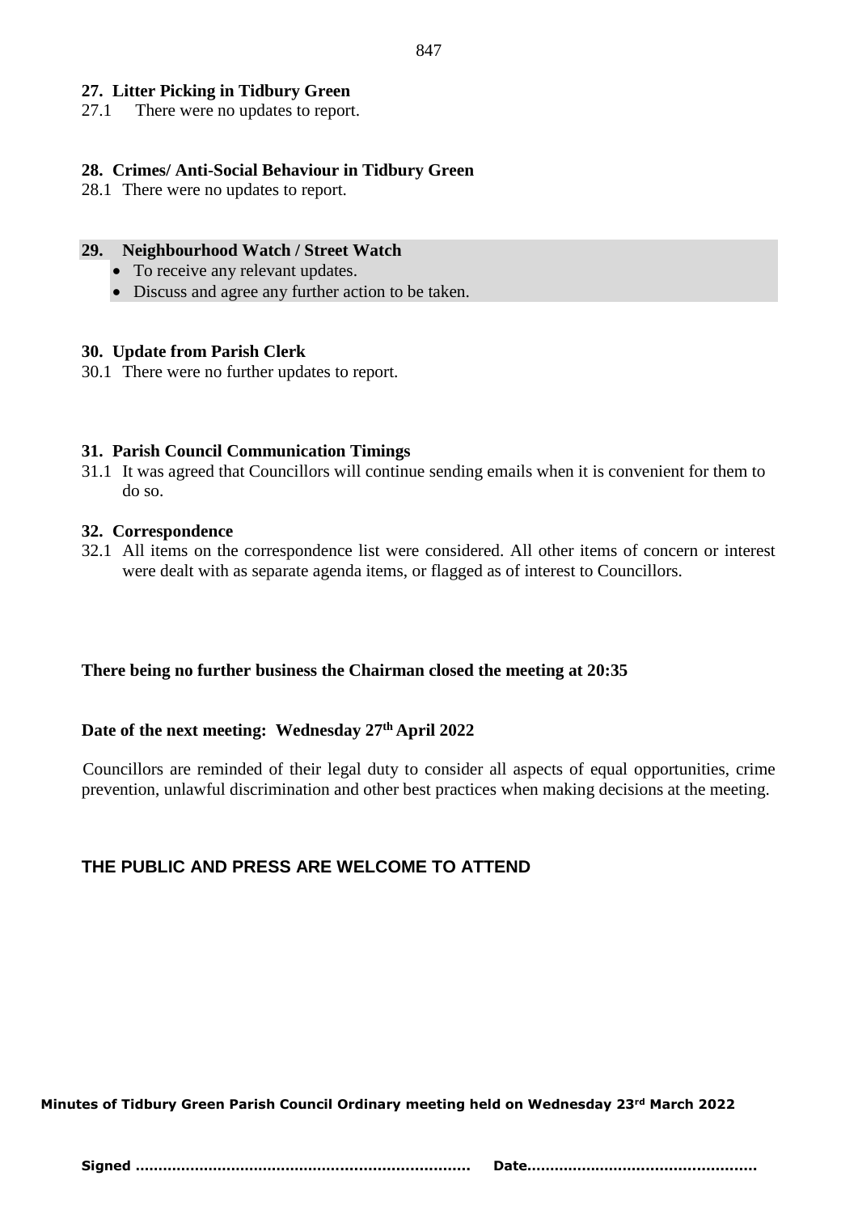## 27. Litter Picking in Tidbury Green

27.1 There were no updates to report.

## 28. Crimes/ Anti-Social Behaviour in Tidbury Green

28.1 There were no updates to report.

## 29. Neighbourhood Watch / Street Watch

- To receive any relevant updates.
- Discuss and agree any further action to be taken.

## 30. Update from Parish Clerk

30.1 There were no further updates to report.

## 31. Parish Council Communication Timings

31.1 It was agreed that Councillors will continue sending emails when it is convenient for them to do so.

## 32. Correspondence

32.1 All items on the correspondence list were considered. All other items of concern or interest were dealt with as separate agenda items, or flagged as of interest to Councillors.

**There being no further business the Chairman closed the meeting at 20:35**

**Date of the next meeting: Wednesday 27th April 2022**

Councillors are reminded of their legal duty to consider all aspects of equal opportunities, crime prevention, unlawful discrimination and other best practices when making decisions at the meeting.

**THE PUBLIC AND PRESS ARE WELCOME TO ATTEND**

**Minutes of Tidbury Green Parish Council Ordinary meeting held on Wednesday 23rd March 2022**

**Signed ……………………………………………………………… Date…………………………………………**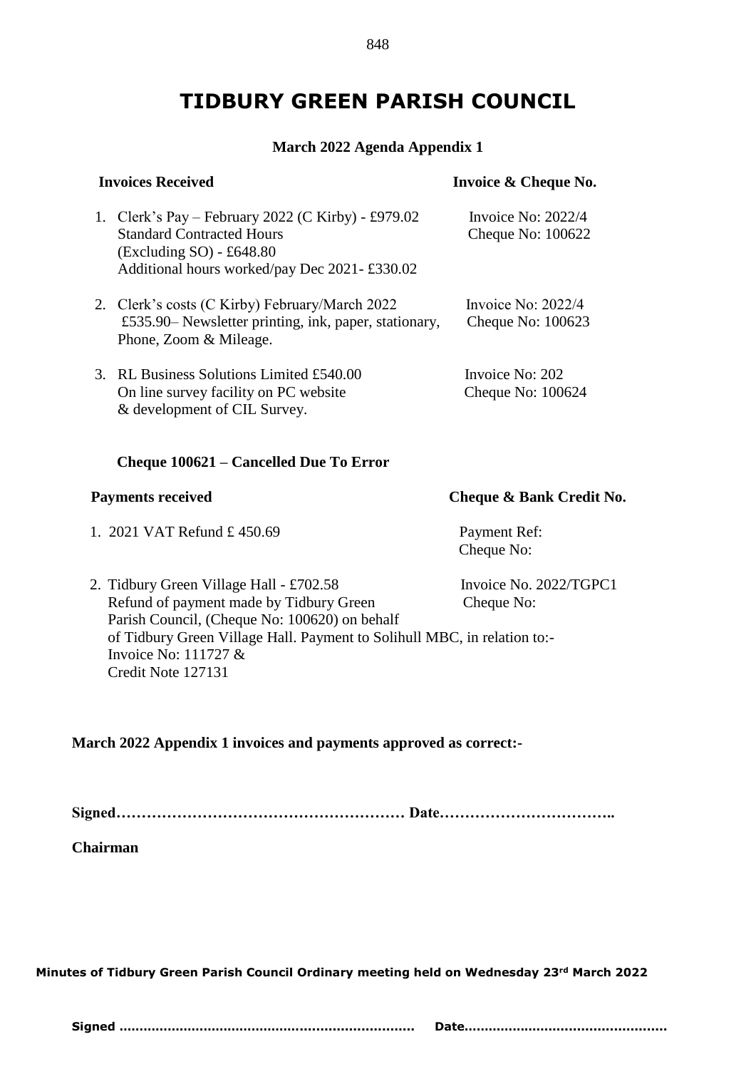# TIDBURY GREEN PARISH COUNCIL

**March 2022 Agenda Appendix 1**

| **Invoices Received** | **Invoice & Cheque No.** |
|---|---|
| 1. Clerk's Pay – February 2022 (C Kirby) - £979.02<br>Standard Contracted Hours<br>(Excluding SO) - £648.80<br>Additional hours worked/pay Dec 2021- £330.02 | Invoice No: 2022/4<br>Cheque No: 100622 |
| 2. Clerk's costs (C Kirby) February/March 2022<br>£535.90– Newsletter printing, ink, paper, stationary, Phone, Zoom & Mileage. | Invoice No: 2022/4<br>Cheque No: 100623 |
| 3. RL Business Solutions Limited £540.00<br>On line survey facility on PC website<br>& development of CIL Survey. | Invoice No: 202<br>Cheque No: 100624 |

**Cheque 100621 – Cancelled Due To Error**

| **Payments received** | **Cheque & Bank Credit No.** |
|---|---|
| 1. 2021 VAT Refund £ 450.69 | Payment Ref:<br>Cheque No: |
| 2. Tidbury Green Village Hall - £702.58<br>Refund of payment made by Tidbury Green Parish Council, (Cheque No: 100620) on behalf of Tidbury Green Village Hall. Payment to Solihull MBC, in relation to:-<br>Invoice No: 111727 &<br>Credit Note 127131 | Invoice No. 2022/TGPC1<br>Cheque No: |

**March 2022 Appendix 1 invoices and payments approved as correct:-**

**Signed………………………………………………… Date……………………………..**

**Chairman**

**Minutes of Tidbury Green Parish Council Ordinary meeting held on Wednesday 23rd March 2022**

**Signed ……………………………………………………………… Date…………………………………………**